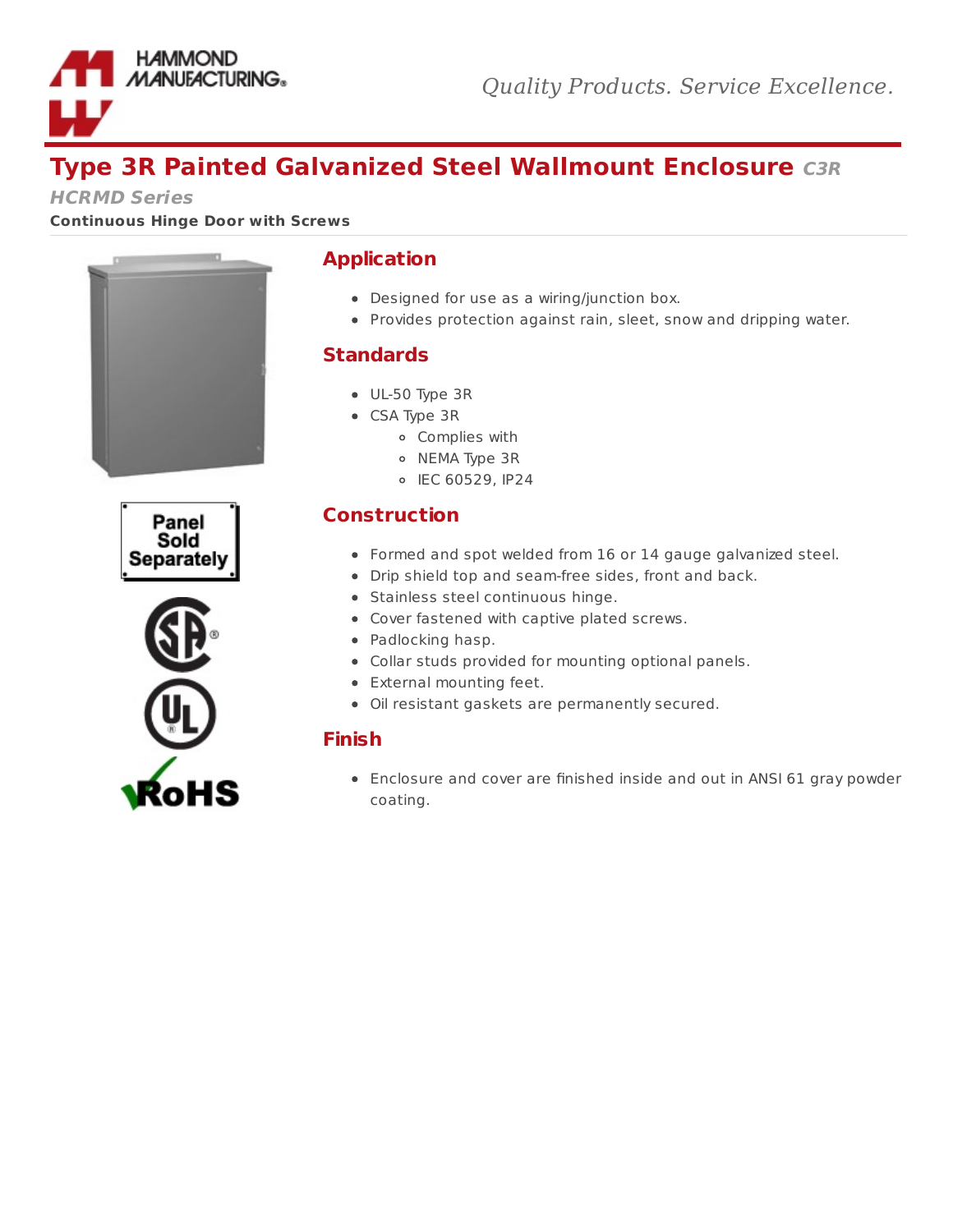# Type 3R Painted Galvanized Steel Wallmount Enclosure *C3R*

***HCRMD Series***

**Continuous Hinge Door with Screws**

Panel Sold Separately

## Application

- Designed for use as a wiring/junction box.
- Provides protection against rain, sleet, snow and dripping water.

## Standards

- UL-50 Type 3R
- CSA Type 3R
  - Complies with
  - NEMA Type 3R
  - IEC 60529, IP24

## Construction

- Formed and spot welded from 16 or 14 gauge galvanized steel.
- Drip shield top and seam-free sides, front and back.
- Stainless steel continuous hinge.
- Cover fastened with captive plated screws.
- Padlocking hasp.
- Collar studs provided for mounting optional panels.
- External mounting feet.
- Oil resistant gaskets are permanently secured.

## Finish

- Enclosure and cover are finished inside and out in ANSI 61 gray powder coating.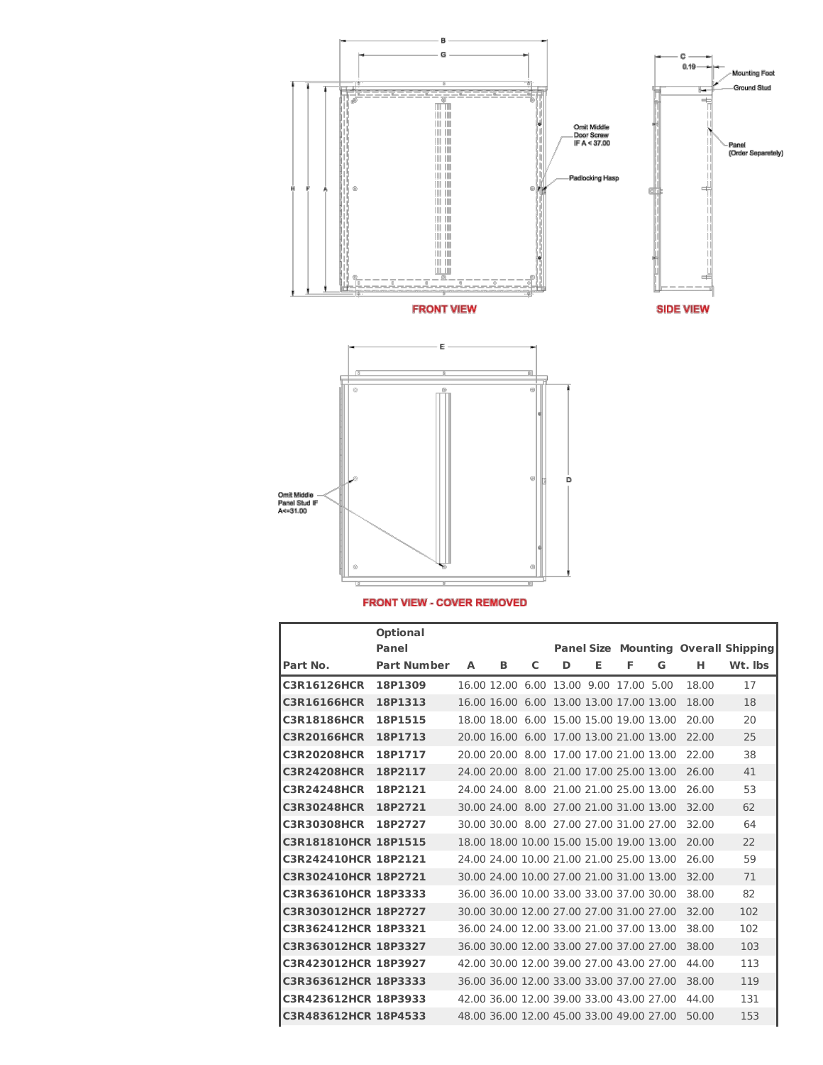FRONT VIEW

SIDE VIEW

Omit Middle Door Screw IF A < 37.00

Padlocking Hasp

Mounting Foot

Ground Stud

Panel (Order Separately)

Omit Middle Panel Stud IF A<=31.00

FRONT VIEW - COVER REMOVED

| Part No. | Optional Panel Part Number | A | B | C | Panel Size D | E | Mounting F | G | Overall H | Shipping Wt. lbs |
|---|---|---|---|---|---|---|---|---|---|---|
| **C3R16126HCR** | **18P1309** | 16.00 | 12.00 | 6.00 | 13.00 | 9.00 | 17.00 | 5.00 | 18.00 | 17 |
| **C3R16166HCR** | **18P1313** | 16.00 | 16.00 | 6.00 | 13.00 | 13.00 | 17.00 | 13.00 | 18.00 | 18 |
| **C3R18186HCR** | **18P1515** | 18.00 | 18.00 | 6.00 | 15.00 | 15.00 | 19.00 | 13.00 | 20.00 | 20 |
| **C3R20166HCR** | **18P1713** | 20.00 | 16.00 | 6.00 | 17.00 | 13.00 | 21.00 | 13.00 | 22.00 | 25 |
| **C3R20208HCR** | **18P1717** | 20.00 | 20.00 | 8.00 | 17.00 | 17.00 | 21.00 | 13.00 | 22.00 | 38 |
| **C3R24208HCR** | **18P2117** | 24.00 | 20.00 | 8.00 | 21.00 | 17.00 | 25.00 | 13.00 | 26.00 | 41 |
| **C3R24248HCR** | **18P2121** | 24.00 | 24.00 | 8.00 | 21.00 | 21.00 | 25.00 | 13.00 | 26.00 | 53 |
| **C3R30248HCR** | **18P2721** | 30.00 | 24.00 | 8.00 | 27.00 | 21.00 | 31.00 | 13.00 | 32.00 | 62 |
| **C3R30308HCR** | **18P2727** | 30.00 | 30.00 | 8.00 | 27.00 | 27.00 | 31.00 | 27.00 | 32.00 | 64 |
| **C3R181810HCR** | **18P1515** | 18.00 | 18.00 | 10.00 | 15.00 | 15.00 | 19.00 | 13.00 | 20.00 | 22 |
| **C3R242410HCR** | **18P2121** | 24.00 | 24.00 | 10.00 | 21.00 | 21.00 | 25.00 | 13.00 | 26.00 | 59 |
| **C3R302410HCR** | **18P2721** | 30.00 | 24.00 | 10.00 | 27.00 | 21.00 | 31.00 | 13.00 | 32.00 | 71 |
| **C3R363610HCR** | **18P3333** | 36.00 | 36.00 | 10.00 | 33.00 | 33.00 | 37.00 | 30.00 | 38.00 | 82 |
| **C3R303012HCR** | **18P2727** | 30.00 | 30.00 | 12.00 | 27.00 | 27.00 | 31.00 | 27.00 | 32.00 | 102 |
| **C3R362412HCR** | **18P3321** | 36.00 | 24.00 | 12.00 | 33.00 | 21.00 | 37.00 | 13.00 | 38.00 | 102 |
| **C3R363012HCR** | **18P3327** | 36.00 | 30.00 | 12.00 | 33.00 | 27.00 | 37.00 | 27.00 | 38.00 | 103 |
| **C3R423012HCR** | **18P3927** | 42.00 | 30.00 | 12.00 | 39.00 | 27.00 | 43.00 | 27.00 | 44.00 | 113 |
| **C3R363612HCR** | **18P3333** | 36.00 | 36.00 | 12.00 | 33.00 | 33.00 | 37.00 | 27.00 | 38.00 | 119 |
| **C3R423612HCR** | **18P3933** | 42.00 | 36.00 | 12.00 | 39.00 | 33.00 | 43.00 | 27.00 | 44.00 | 131 |
| **C3R483612HCR** | **18P4533** | 48.00 | 36.00 | 12.00 | 45.00 | 33.00 | 49.00 | 27.00 | 50.00 | 153 |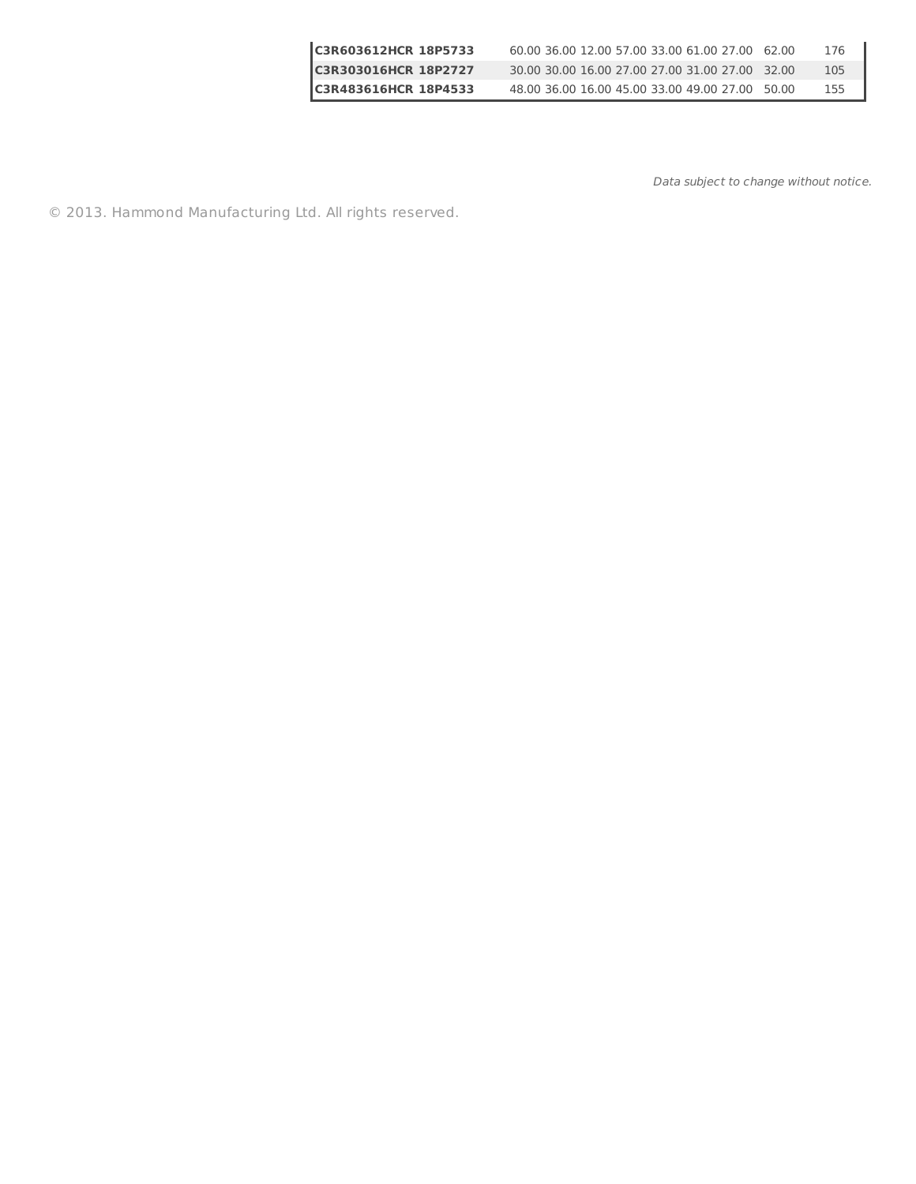| | | | | | | | | | | |
|---|---|---|---|---|---|---|---|---|---|---|
| **C3R603612HCR** | **18P5733** | 60.00 | 36.00 | 12.00 | 57.00 | 33.00 | 61.00 | 27.00 | 62.00 | 176 |
| **C3R303016HCR** | **18P2727** | 30.00 | 30.00 | 16.00 | 27.00 | 27.00 | 31.00 | 27.00 | 32.00 | 105 |
| **C3R483616HCR** | **18P4533** | 48.00 | 36.00 | 16.00 | 45.00 | 33.00 | 49.00 | 27.00 | 50.00 | 155 |

*Data subject to change without notice.*

© 2013. Hammond Manufacturing Ltd. All rights reserved.